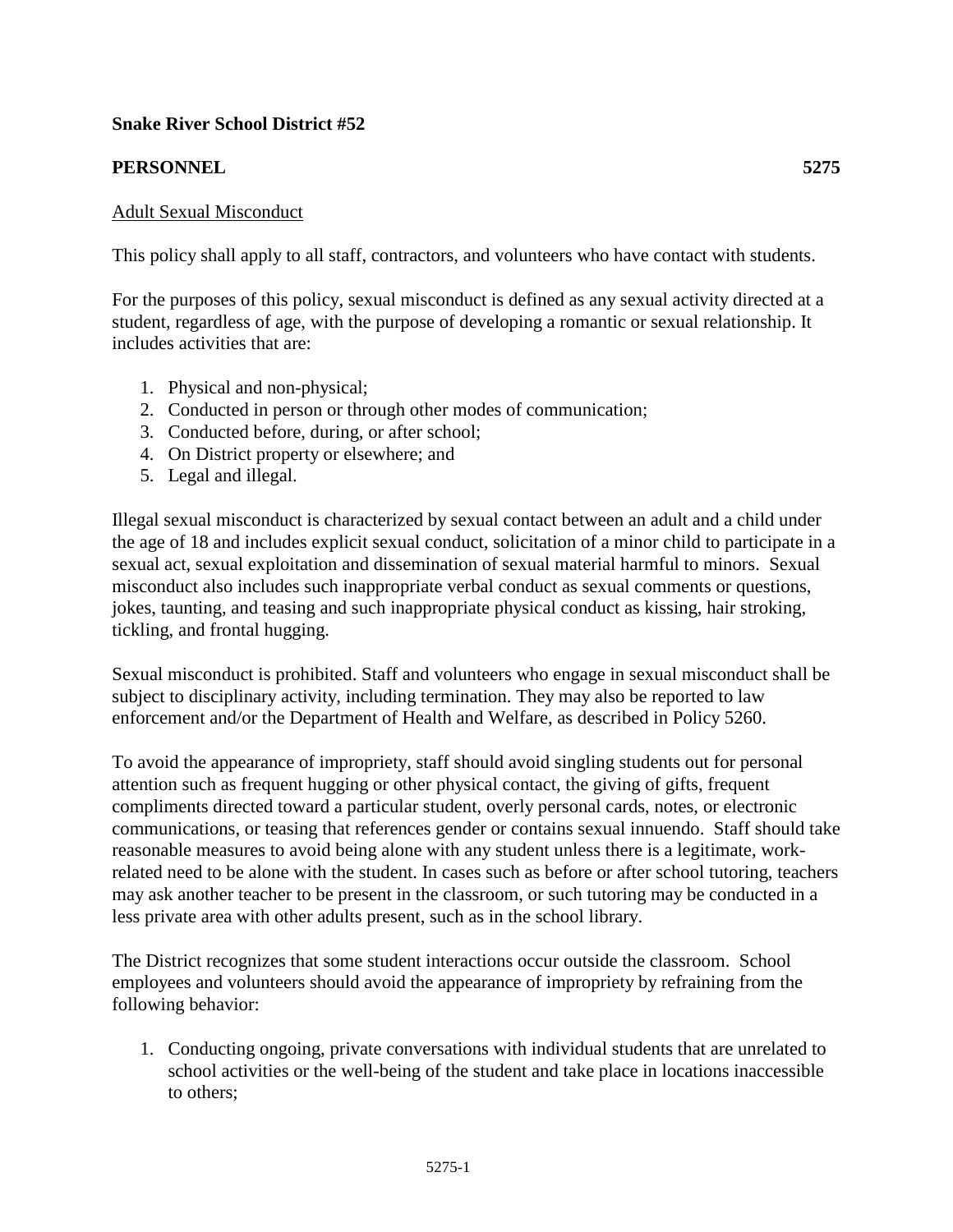**Snake River School District #52**

**PERSONNEL** **5275**

Adult Sexual Misconduct

This policy shall apply to all staff, contractors, and volunteers who have contact with students.

For the purposes of this policy, sexual misconduct is defined as any sexual activity directed at a student, regardless of age, with the purpose of developing a romantic or sexual relationship. It includes activities that are:

1. Physical and non-physical;
2. Conducted in person or through other modes of communication;
3. Conducted before, during, or after school;
4. On District property or elsewhere; and
5. Legal and illegal.

Illegal sexual misconduct is characterized by sexual contact between an adult and a child under the age of 18 and includes explicit sexual conduct, solicitation of a minor child to participate in a sexual act, sexual exploitation and dissemination of sexual material harmful to minors. Sexual misconduct also includes such inappropriate verbal conduct as sexual comments or questions, jokes, taunting, and teasing and such inappropriate physical conduct as kissing, hair stroking, tickling, and frontal hugging.

Sexual misconduct is prohibited. Staff and volunteers who engage in sexual misconduct shall be subject to disciplinary activity, including termination. They may also be reported to law enforcement and/or the Department of Health and Welfare, as described in Policy 5260.

To avoid the appearance of impropriety, staff should avoid singling students out for personal attention such as frequent hugging or other physical contact, the giving of gifts, frequent compliments directed toward a particular student, overly personal cards, notes, or electronic communications, or teasing that references gender or contains sexual innuendo. Staff should take reasonable measures to avoid being alone with any student unless there is a legitimate, work-related need to be alone with the student. In cases such as before or after school tutoring, teachers may ask another teacher to be present in the classroom, or such tutoring may be conducted in a less private area with other adults present, such as in the school library.

The District recognizes that some student interactions occur outside the classroom. School employees and volunteers should avoid the appearance of impropriety by refraining from the following behavior:

1. Conducting ongoing, private conversations with individual students that are unrelated to school activities or the well-being of the student and take place in locations inaccessible to others;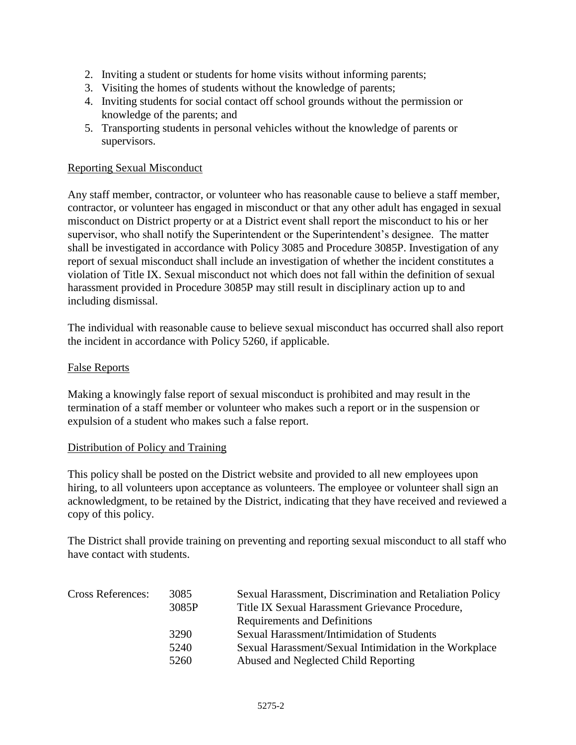2. Inviting a student or students for home visits without informing parents;
3. Visiting the homes of students without the knowledge of parents;
4. Inviting students for social contact off school grounds without the permission or knowledge of the parents; and
5. Transporting students in personal vehicles without the knowledge of parents or supervisors.

## Reporting Sexual Misconduct

Any staff member, contractor, or volunteer who has reasonable cause to believe a staff member, contractor, or volunteer has engaged in misconduct or that any other adult has engaged in sexual misconduct on District property or at a District event shall report the misconduct to his or her supervisor, who shall notify the Superintendent or the Superintendent's designee. The matter shall be investigated in accordance with Policy 3085 and Procedure 3085P. Investigation of any report of sexual misconduct shall include an investigation of whether the incident constitutes a violation of Title IX. Sexual misconduct not which does not fall within the definition of sexual harassment provided in Procedure 3085P may still result in disciplinary action up to and including dismissal.

The individual with reasonable cause to believe sexual misconduct has occurred shall also report the incident in accordance with Policy 5260, if applicable.

## False Reports

Making a knowingly false report of sexual misconduct is prohibited and may result in the termination of a staff member or volunteer who makes such a report or in the suspension or expulsion of a student who makes such a false report.

## Distribution of Policy and Training

This policy shall be posted on the District website and provided to all new employees upon hiring, to all volunteers upon acceptance as volunteers. The employee or volunteer shall sign an acknowledgment, to be retained by the District, indicating that they have received and reviewed a copy of this policy.

The District shall provide training on preventing and reporting sexual misconduct to all staff who have contact with students.

| Cross References: | | |
|---|---|---|
| | 3085 | Sexual Harassment, Discrimination and Retaliation Policy |
| | 3085P | Title IX Sexual Harassment Grievance Procedure, Requirements and Definitions |
| | 3290 | Sexual Harassment/Intimidation of Students |
| | 5240 | Sexual Harassment/Sexual Intimidation in the Workplace |
| | 5260 | Abused and Neglected Child Reporting |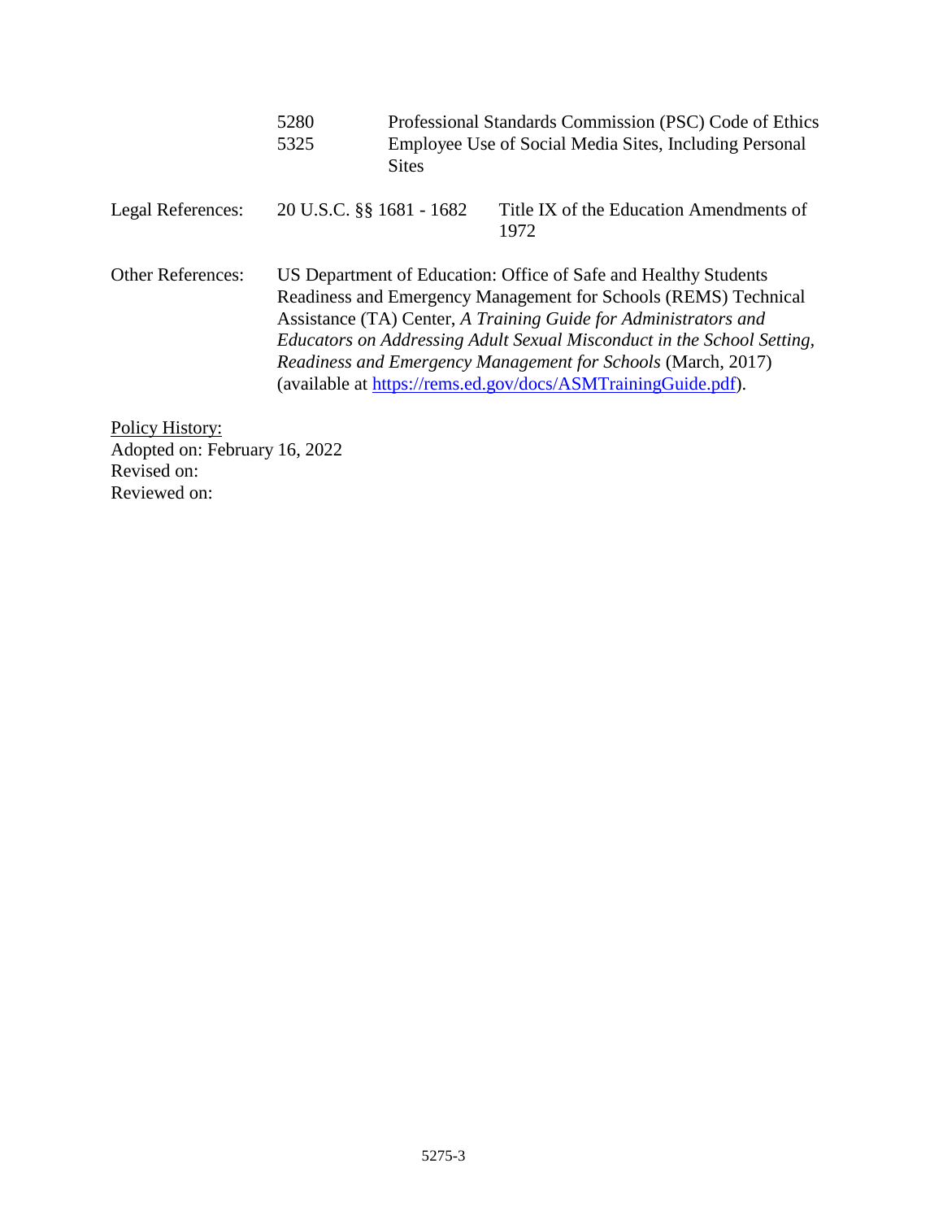| | | |
|---|---|---|
| | 5280 | Professional Standards Commission (PSC) Code of Ethics |
| | 5325 | Employee Use of Social Media Sites, Including Personal Sites |
| Legal References: | 20 U.S.C. §§ 1681 - 1682 | Title IX of the Education Amendments of 1972 |

Other References: US Department of Education: Office of Safe and Healthy Students Readiness and Emergency Management for Schools (REMS) Technical Assistance (TA) Center, *A Training Guide for Administrators and Educators on Addressing Adult Sexual Misconduct in the School Setting, Readiness and Emergency Management for Schools* (March, 2017) (available at [https://rems.ed.gov/docs/ASMTrainingGuide.pdf](https://rems.ed.gov/docs/ASMTrainingGuide.pdf)).

Policy History:
Adopted on: February 16, 2022
Revised on:
Reviewed on: